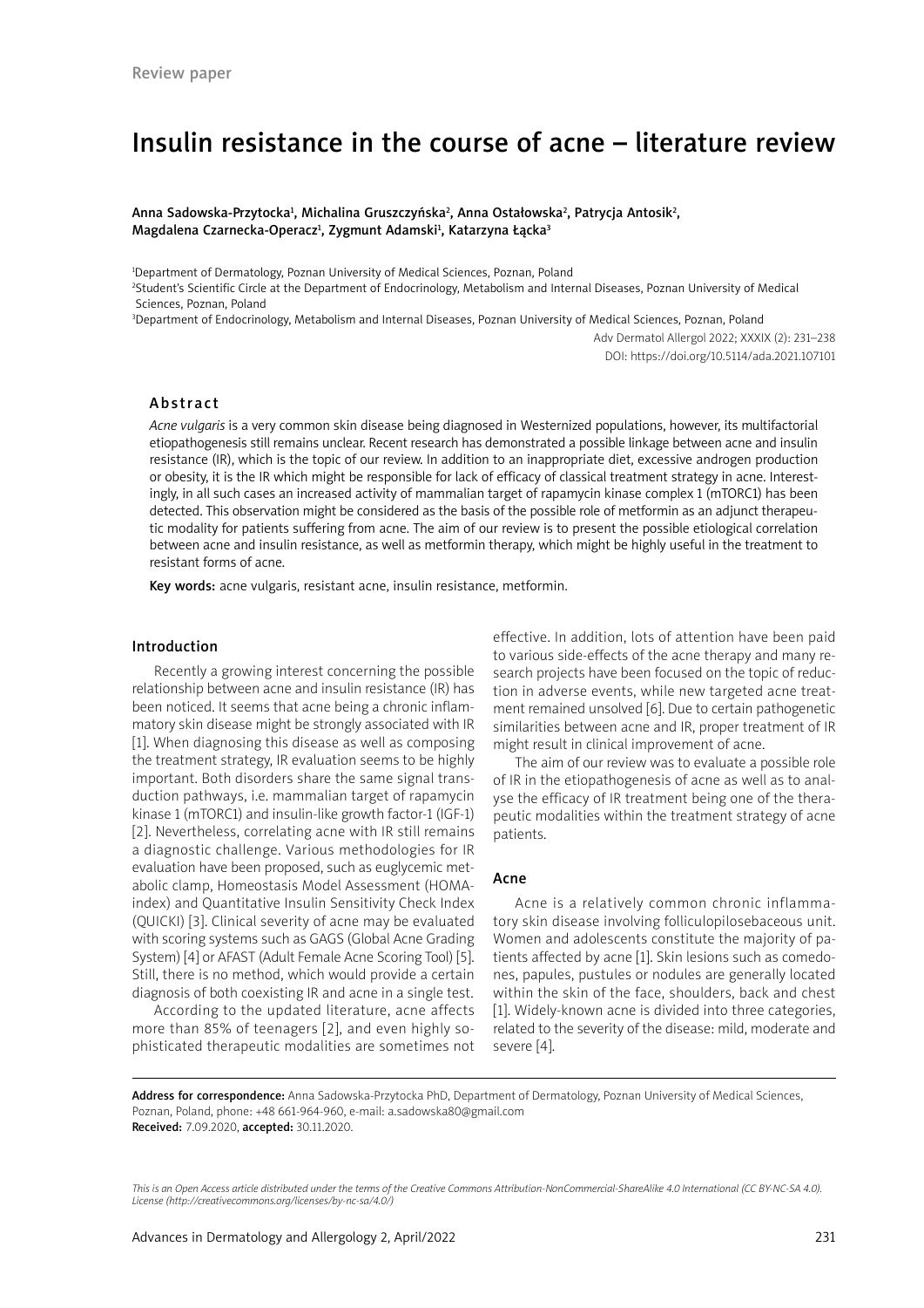Review paper

# Insulin resistance in the course of acne – literature review

Anna Sadowska-Przytocka[1], Michalina Gruszczyńska[2], Anna Ostałowska[2], Patrycja Antosik[2], Magdalena Czarnecka-Operacz[1], Zygmunt Adamski[1], Katarzyna Łącka[3]

[1]Department of Dermatology, Poznan University of Medical Sciences, Poznan, Poland
[2]Student's Scientific Circle at the Department of Endocrinology, Metabolism and Internal Diseases, Poznan University of Medical Sciences, Poznan, Poland
[3]Department of Endocrinology, Metabolism and Internal Diseases, Poznan University of Medical Sciences, Poznan, Poland

Adv Dermatol Allergol 2022; XXXIX (2): 231–238
DOI: https://doi.org/10.5114/ada.2021.107101

## Abstract

*Acne vulgaris* is a very common skin disease being diagnosed in Westernized populations, however, its multifactorial etiopathogenesis still remains unclear. Recent research has demonstrated a possible linkage between acne and insulin resistance (IR), which is the topic of our review. In addition to an inappropriate diet, excessive androgen production or obesity, it is the IR which might be responsible for lack of efficacy of classical treatment strategy in acne. Interestingly, in all such cases an increased activity of mammalian target of rapamycin kinase complex 1 (mTORC1) has been detected. This observation might be considered as the basis of the possible role of metformin as an adjunct therapeutic modality for patients suffering from acne. The aim of our review is to present the possible etiological correlation between acne and insulin resistance, as well as metformin therapy, which might be highly useful in the treatment to resistant forms of acne.

**Key words:** acne vulgaris, resistant acne, insulin resistance, metformin.

## Introduction

Recently a growing interest concerning the possible relationship between acne and insulin resistance (IR) has been noticed. It seems that acne being a chronic inflammatory skin disease might be strongly associated with IR [1]. When diagnosing this disease as well as composing the treatment strategy, IR evaluation seems to be highly important. Both disorders share the same signal transduction pathways, i.e. mammalian target of rapamycin kinase 1 (mTORC1) and insulin-like growth factor-1 (IGF-1) [2]. Nevertheless, correlating acne with IR still remains a diagnostic challenge. Various methodologies for IR evaluation have been proposed, such as euglycemic metabolic clamp, Homeostasis Model Assessment (HOMA-index) and Quantitative Insulin Sensitivity Check Index (QUICKI) [3]. Clinical severity of acne may be evaluated with scoring systems such as GAGS (Global Acne Grading System) [4] or AFAST (Adult Female Acne Scoring Tool) [5]. Still, there is no method, which would provide a certain diagnosis of both coexisting IR and acne in a single test.

According to the updated literature, acne affects more than 85% of teenagers [2], and even highly sophisticated therapeutic modalities are sometimes not effective. In addition, lots of attention have been paid to various side-effects of the acne therapy and many research projects have been focused on the topic of reduction in adverse events, while new targeted acne treatment remained unsolved [6]. Due to certain pathogenetic similarities between acne and IR, proper treatment of IR might result in clinical improvement of acne.

The aim of our review was to evaluate a possible role of IR in the etiopathogenesis of acne as well as to analyse the efficacy of IR treatment being one of the therapeutic modalities within the treatment strategy of acne patients.

## Acne

Acne is a relatively common chronic inflammatory skin disease involving folliculopilosebaceous unit. Women and adolescents constitute the majority of patients affected by acne [1]. Skin lesions such as comedones, papules, pustules or nodules are generally located within the skin of the face, shoulders, back and chest [1]. Widely-known acne is divided into three categories, related to the severity of the disease: mild, moderate and severe [4].

**Address for correspondence:** Anna Sadowska-Przytocka PhD, Department of Dermatology, Poznan University of Medical Sciences, Poznan, Poland, phone: +48 661-964-960, e-mail: a.sadowska80@gmail.com
**Received:** 7.09.2020, **accepted:** 30.11.2020.

*This is an Open Access article distributed under the terms of the Creative Commons Attribution-NonCommercial-ShareAlike 4.0 International (CC BY-NC-SA 4.0). License (http://creativecommons.org/licenses/by-nc-sa/4.0/)*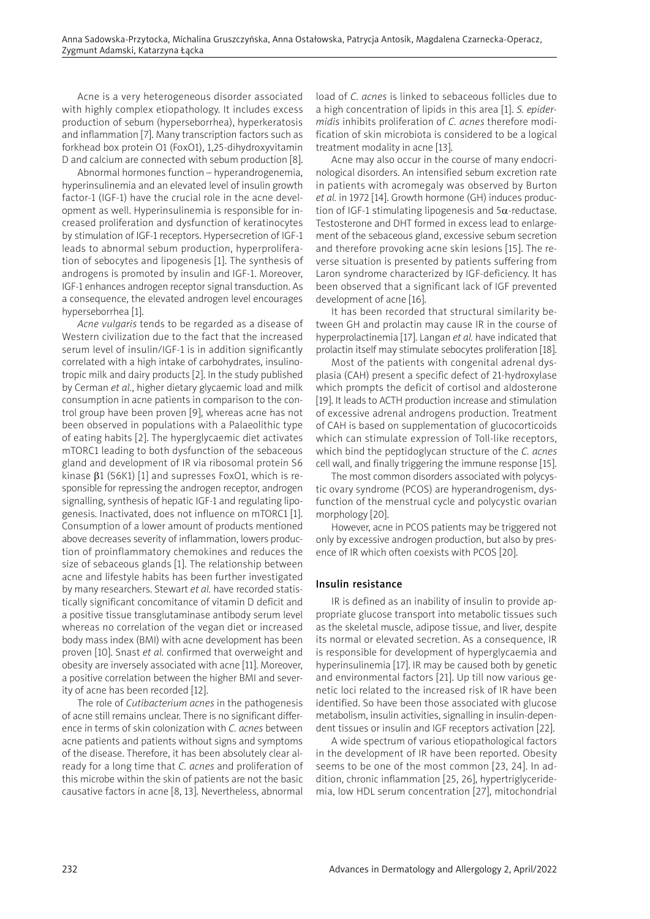Acne is a very heterogeneous disorder associated with highly complex etiopathology. It includes excess production of sebum (hyperseborrhea), hyperkeratosis and inflammation [7]. Many transcription factors such as forkhead box protein O1 (FoxO1), 1,25-dihydroxyvitamin D and calcium are connected with sebum production [8].

Abnormal hormones function – hyperandrogenemia, hyperinsulinemia and an elevated level of insulin growth factor-1 (IGF-1) have the crucial role in the acne development as well. Hyperinsulinemia is responsible for increased proliferation and dysfunction of keratinocytes by stimulation of IGF-1 receptors. Hypersecretion of IGF-1 leads to abnormal sebum production, hyperproliferation of sebocytes and lipogenesis [1]. The synthesis of androgens is promoted by insulin and IGF-1. Moreover, IGF-1 enhances androgen receptor signal transduction. As a consequence, the elevated androgen level encourages hyperseborrhea [1].

*Acne vulgaris* tends to be regarded as a disease of Western civilization due to the fact that the increased serum level of insulin/IGF-1 is in addition significantly correlated with a high intake of carbohydrates, insulinotropic milk and dairy products [2]. In the study published by Cerman *et al.*, higher dietary glycaemic load and milk consumption in acne patients in comparison to the control group have been proven [9], whereas acne has not been observed in populations with a Palaeolithic type of eating habits [2]. The hyperglycaemic diet activates mTORC1 leading to both dysfunction of the sebaceous gland and development of IR via ribosomal protein S6 kinase β1 (S6K1) [1] and supresses FoxO1, which is responsible for repressing the androgen receptor, androgen signalling, synthesis of hepatic IGF-1 and regulating lipogenesis. Inactivated, does not influence on mTORC1 [1]. Consumption of a lower amount of products mentioned above decreases severity of inflammation, lowers production of proinflammatory chemokines and reduces the size of sebaceous glands [1]. The relationship between acne and lifestyle habits has been further investigated by many researchers. Stewart *et al.* have recorded statistically significant concomitance of vitamin D deficit and a positive tissue transglutaminase antibody serum level whereas no correlation of the vegan diet or increased body mass index (BMI) with acne development has been proven [10]. Snast *et al.* confirmed that overweight and obesity are inversely associated with acne [11]. Moreover, a positive correlation between the higher BMI and severity of acne has been recorded [12].

The role of *Cutibacterium acnes* in the pathogenesis of acne still remains unclear. There is no significant difference in terms of skin colonization with *C. acnes* between acne patients and patients without signs and symptoms of the disease. Therefore, it has been absolutely clear already for a long time that *C. acnes* and proliferation of this microbe within the skin of patients are not the basic causative factors in acne [8, 13]. Nevertheless, abnormal load of *C. acnes* is linked to sebaceous follicles due to a high concentration of lipids in this area [1]. *S. epidermidis* inhibits proliferation of *C. acnes* therefore modification of skin microbiota is considered to be a logical treatment modality in acne [13].

Acne may also occur in the course of many endocrinological disorders. An intensified sebum excretion rate in patients with acromegaly was observed by Burton *et al.* in 1972 [14]. Growth hormone (GH) induces production of IGF-1 stimulating lipogenesis and 5α-reductase. Testosterone and DHT formed in excess lead to enlargement of the sebaceous gland, excessive sebum secretion and therefore provoking acne skin lesions [15]. The reverse situation is presented by patients suffering from Laron syndrome characterized by IGF-deficiency. It has been observed that a significant lack of IGF prevented development of acne [16].

It has been recorded that structural similarity between GH and prolactin may cause IR in the course of hyperprolactinemia [17]. Langan *et al.* have indicated that prolactin itself may stimulate sebocytes proliferation [18].

Most of the patients with congenital adrenal dysplasia (CAH) present a specific defect of 21-hydroxylase which prompts the deficit of cortisol and aldosterone [19]. It leads to ACTH production increase and stimulation of excessive adrenal androgens production. Treatment of CAH is based on supplementation of glucocorticoids which can stimulate expression of Toll-like receptors, which bind the peptidoglycan structure of the *C. acnes* cell wall, and finally triggering the immune response [15].

The most common disorders associated with polycystic ovary syndrome (PCOS) are hyperandrogenism, dysfunction of the menstrual cycle and polycystic ovarian morphology [20].

However, acne in PCOS patients may be triggered not only by excessive androgen production, but also by presence of IR which often coexists with PCOS [20].

## Insulin resistance

IR is defined as an inability of insulin to provide appropriate glucose transport into metabolic tissues such as the skeletal muscle, adipose tissue, and liver, despite its normal or elevated secretion. As a consequence, IR is responsible for development of hyperglycaemia and hyperinsulinemia [17]. IR may be caused both by genetic and environmental factors [21]. Up till now various genetic loci related to the increased risk of IR have been identified. So have been those associated with glucose metabolism, insulin activities, signalling in insulin-dependent tissues or insulin and IGF receptors activation [22].

A wide spectrum of various etiopathological factors in the development of IR have been reported. Obesity seems to be one of the most common [23, 24]. In addition, chronic inflammation [25, 26], hypertriglyceridemia, low HDL serum concentration [27], mitochondrial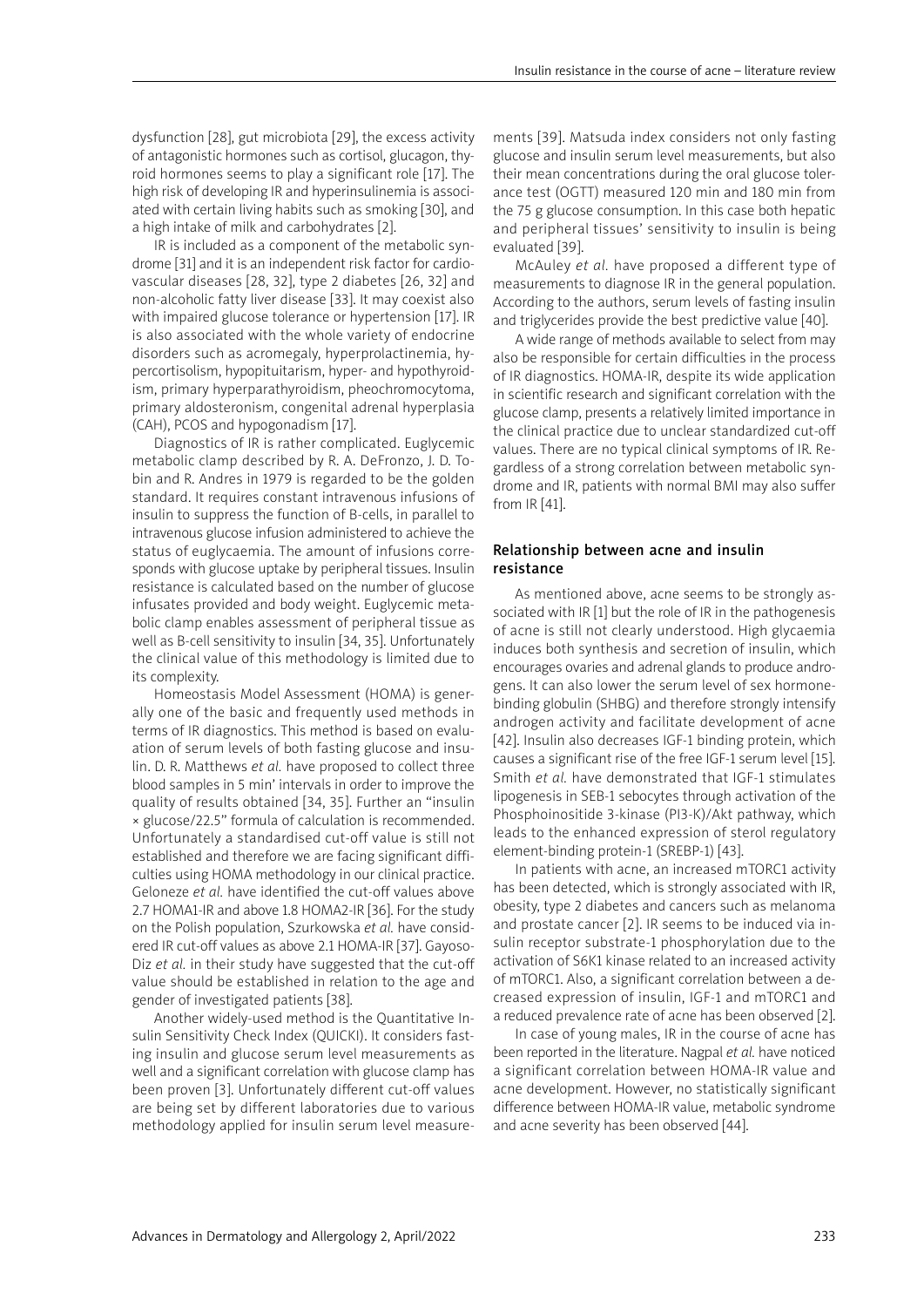dysfunction [28], gut microbiota [29], the excess activity of antagonistic hormones such as cortisol, glucagon, thyroid hormones seems to play a significant role [17]. The high risk of developing IR and hyperinsulinemia is associated with certain living habits such as smoking [30], and a high intake of milk and carbohydrates [2].

IR is included as a component of the metabolic syndrome [31] and it is an independent risk factor for cardiovascular diseases [28, 32], type 2 diabetes [26, 32] and non-alcoholic fatty liver disease [33]. It may coexist also with impaired glucose tolerance or hypertension [17]. IR is also associated with the whole variety of endocrine disorders such as acromegaly, hyperprolactinemia, hypercortisolism, hypopituitarism, hyper- and hypothyroidism, primary hyperparathyroidism, pheochromocytoma, primary aldosteronism, congenital adrenal hyperplasia (CAH), PCOS and hypogonadism [17].

Diagnostics of IR is rather complicated. Euglycemic metabolic clamp described by R. A. DeFronzo, J. D. Tobin and R. Andres in 1979 is regarded to be the golden standard. It requires constant intravenous infusions of insulin to suppress the function of B-cells, in parallel to intravenous glucose infusion administered to achieve the status of euglycaemia. The amount of infusions corresponds with glucose uptake by peripheral tissues. Insulin resistance is calculated based on the number of glucose infusates provided and body weight. Euglycemic metabolic clamp enables assessment of peripheral tissue as well as B-cell sensitivity to insulin [34, 35]. Unfortunately the clinical value of this methodology is limited due to its complexity.

Homeostasis Model Assessment (HOMA) is generally one of the basic and frequently used methods in terms of IR diagnostics. This method is based on evaluation of serum levels of both fasting glucose and insulin. D. R. Matthews *et al.* have proposed to collect three blood samples in 5 min' intervals in order to improve the quality of results obtained [34, 35]. Further an "insulin × glucose/22.5" formula of calculation is recommended. Unfortunately a standardised cut-off value is still not established and therefore we are facing significant difficulties using HOMA methodology in our clinical practice. Geloneze *et al.* have identified the cut-off values above 2.7 HOMA1-IR and above 1.8 HOMA2-IR [36]. For the study on the Polish population, Szurkowska *et al.* have considered IR cut-off values as above 2.1 HOMA-IR [37]. Gayoso-Diz *et al.* in their study have suggested that the cut-off value should be established in relation to the age and gender of investigated patients [38].

Another widely-used method is the Quantitative Insulin Sensitivity Check Index (QUICKI). It considers fasting insulin and glucose serum level measurements as well and a significant correlation with glucose clamp has been proven [3]. Unfortunately different cut-off values are being set by different laboratories due to various methodology applied for insulin serum level measurements [39]. Matsuda index considers not only fasting glucose and insulin serum level measurements, but also their mean concentrations during the oral glucose tolerance test (OGTT) measured 120 min and 180 min from the 75 g glucose consumption. In this case both hepatic and peripheral tissues' sensitivity to insulin is being evaluated [39].

McAuley *et al.* have proposed a different type of measurements to diagnose IR in the general population. According to the authors, serum levels of fasting insulin and triglycerides provide the best predictive value [40].

A wide range of methods available to select from may also be responsible for certain difficulties in the process of IR diagnostics. HOMA-IR, despite its wide application in scientific research and significant correlation with the glucose clamp, presents a relatively limited importance in the clinical practice due to unclear standardized cut-off values. There are no typical clinical symptoms of IR. Regardless of a strong correlation between metabolic syndrome and IR, patients with normal BMI may also suffer from IR [41].

## Relationship between acne and insulin resistance

As mentioned above, acne seems to be strongly associated with IR [1] but the role of IR in the pathogenesis of acne is still not clearly understood. High glycaemia induces both synthesis and secretion of insulin, which encourages ovaries and adrenal glands to produce androgens. It can also lower the serum level of sex hormone-binding globulin (SHBG) and therefore strongly intensify androgen activity and facilitate development of acne [42]. Insulin also decreases IGF-1 binding protein, which causes a significant rise of the free IGF-1 serum level [15]. Smith *et al.* have demonstrated that IGF-1 stimulates lipogenesis in SEB-1 sebocytes through activation of the Phosphoinositide 3-kinase (PI3-K)/Akt pathway, which leads to the enhanced expression of sterol regulatory element-binding protein-1 (SREBP-1) [43].

In patients with acne, an increased mTORC1 activity has been detected, which is strongly associated with IR, obesity, type 2 diabetes and cancers such as melanoma and prostate cancer [2]. IR seems to be induced via insulin receptor substrate-1 phosphorylation due to the activation of S6K1 kinase related to an increased activity of mTORC1. Also, a significant correlation between a decreased expression of insulin, IGF-1 and mTORC1 and a reduced prevalence rate of acne has been observed [2].

In case of young males, IR in the course of acne has been reported in the literature. Nagpal *et al.* have noticed a significant correlation between HOMA-IR value and acne development. However, no statistically significant difference between HOMA-IR value, metabolic syndrome and acne severity has been observed [44].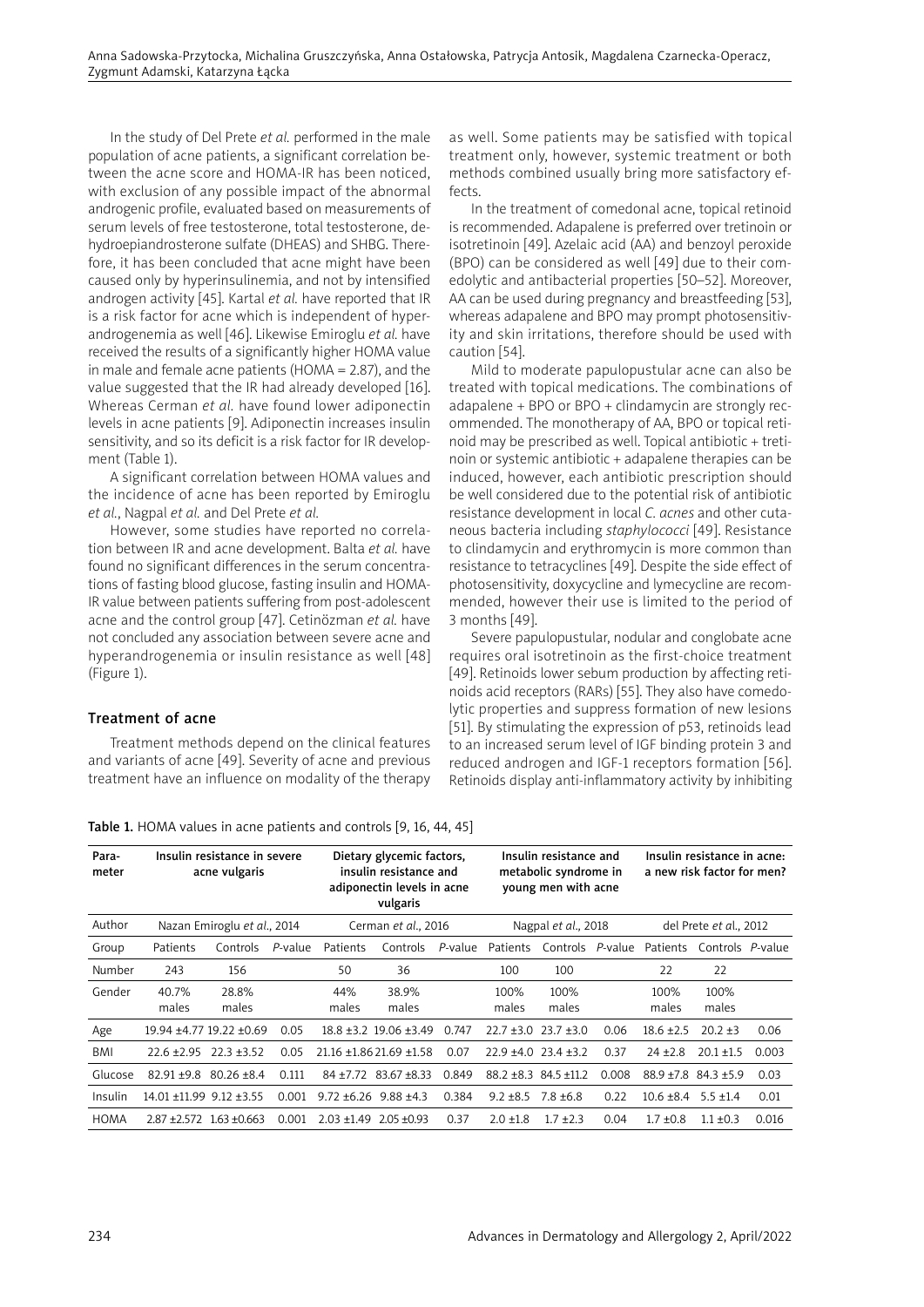In the study of Del Prete *et al.* performed in the male population of acne patients, a significant correlation between the acne score and HOMA-IR has been noticed, with exclusion of any possible impact of the abnormal androgenic profile, evaluated based on measurements of serum levels of free testosterone, total testosterone, dehydroepiandrosterone sulfate (DHEAS) and SHBG. Therefore, it has been concluded that acne might have been caused only by hyperinsulinemia, and not by intensified androgen activity [45]. Kartal *et al.* have reported that IR is a risk factor for acne which is independent of hyperandrogenemia as well [46]. Likewise Emiroglu *et al.* have received the results of a significantly higher HOMA value in male and female acne patients (HOMA = 2.87), and the value suggested that the IR had already developed [16]. Whereas Cerman *et al.* have found lower adiponectin levels in acne patients [9]. Adiponectin increases insulin sensitivity, and so its deficit is a risk factor for IR development (Table 1).

A significant correlation between HOMA values and the incidence of acne has been reported by Emiroglu *et al.*, Nagpal *et al.* and Del Prete *et al.*

However, some studies have reported no correlation between IR and acne development. Balta *et al.* have found no significant differences in the serum concentrations of fasting blood glucose, fasting insulin and HOMA-IR value between patients suffering from post-adolescent acne and the control group [47]. Cetinözman *et al.* have not concluded any association between severe acne and hyperandrogenemia or insulin resistance as well [48] (Figure 1).

## Treatment of acne

Treatment methods depend on the clinical features and variants of acne [49]. Severity of acne and previous treatment have an influence on modality of the therapy as well. Some patients may be satisfied with topical treatment only, however, systemic treatment or both methods combined usually bring more satisfactory effects.

In the treatment of comedonal acne, topical retinoid is recommended. Adapalene is preferred over tretinoin or isotretinoin [49]. Azelaic acid (AA) and benzoyl peroxide (BPO) can be considered as well [49] due to their comedolytic and antibacterial properties [50–52]. Moreover, AA can be used during pregnancy and breastfeeding [53], whereas adapalene and BPO may prompt photosensitivity and skin irritations, therefore should be used with caution [54].

Mild to moderate papulopustular acne can also be treated with topical medications. The combinations of adapalene + BPO or BPO + clindamycin are strongly recommended. The monotherapy of AA, BPO or topical retinoid may be prescribed as well. Topical antibiotic + tretinoin or systemic antibiotic + adapalene therapies can be induced, however, each antibiotic prescription should be well considered due to the potential risk of antibiotic resistance development in local *C. acnes* and other cutaneous bacteria including *staphylococci* [49]. Resistance to clindamycin and erythromycin is more common than resistance to tetracyclines [49]. Despite the side effect of photosensitivity, doxycycline and lymecycline are recommended, however their use is limited to the period of 3 months [49].

Severe papulopustular, nodular and conglobate acne requires oral isotretinoin as the first-choice treatment [49]. Retinoids lower sebum production by affecting retinoids acid receptors (RARs) [55]. They also have comedolytic properties and suppress formation of new lesions [51]. By stimulating the expression of p53, retinoids lead to an increased serum level of IGF binding protein 3 and reduced androgen and IGF-1 receptors formation [56]. Retinoids display anti-inflammatory activity by inhibiting

**Table 1.** HOMA values in acne patients and controls [9, 16, 44, 45]

| Parameter | Insulin resistance in severe acne vulgaris | | | Dietary glycemic factors, insulin resistance and adiponectin levels in acne vulgaris | | | Insulin resistance and metabolic syndrome in young men with acne | | | Insulin resistance in acne: a new risk factor for men? | | |
|---|---|---|---|---|---|---|---|---|---|---|---|---|
| Author | Nazan Emiroglu *et al.*, 2014 | | | Cerman *et al.*, 2016 | | | Nagpal *et al.*, 2018 | | | del Prete *et al.*, 2012 | | |
| Group | Patients | Controls | *P*-value | Patients | Controls | *P*-value | Patients | Controls | *P*-value | Patients | Controls | *P*-value |
| Number | 243 | 156 | | 50 | 36 | | 100 | 100 | | 22 | 22 | |
| Gender | 40.7% males | 28.8% males | | 44% males | 38.9% males | | 100% males | 100% males | | 100% males | 100% males | |
| Age | 19.94 ±4.77 | 19.22 ±0.69 | 0.05 | 18.8 ±3.2 | 19.06 ±3.49 | 0.747 | 22.7 ±3.0 | 23.7 ±3.0 | 0.06 | 18.6 ±2.5 | 20.2 ±3 | 0.06 |
| BMI | 22.6 ±2.95 | 22.3 ±3.52 | 0.05 | 21.16 ±1.86 | 21.69 ±1.58 | 0.07 | 22.9 ±4.0 | 23.4 ±3.2 | 0.37 | 24 ±2.8 | 20.1 ±1.5 | 0.003 |
| Glucose | 82.91 ±9.8 | 80.26 ±8.4 | 0.111 | 84 ±7.72 | 83.67 ±8.33 | 0.849 | 88.2 ±8.3 | 84.5 ±11.2 | 0.008 | 88.9 ±7.8 | 84.3 ±5.9 | 0.03 |
| Insulin | 14.01 ±11.99 | 9.12 ±3.55 | 0.001 | 9.72 ±6.26 | 9.88 ±4.3 | 0.384 | 9.2 ±8.5 | 7.8 ±6.8 | 0.22 | 10.6 ±8.4 | 5.5 ±1.4 | 0.01 |
| HOMA | 2.87 ±2.572 | 1.63 ±0.663 | 0.001 | 2.03 ±1.49 | 2.05 ±0.93 | 0.37 | 2.0 ±1.8 | 1.7 ±2.3 | 0.04 | 1.7 ±0.8 | 1.1 ±0.3 | 0.016 |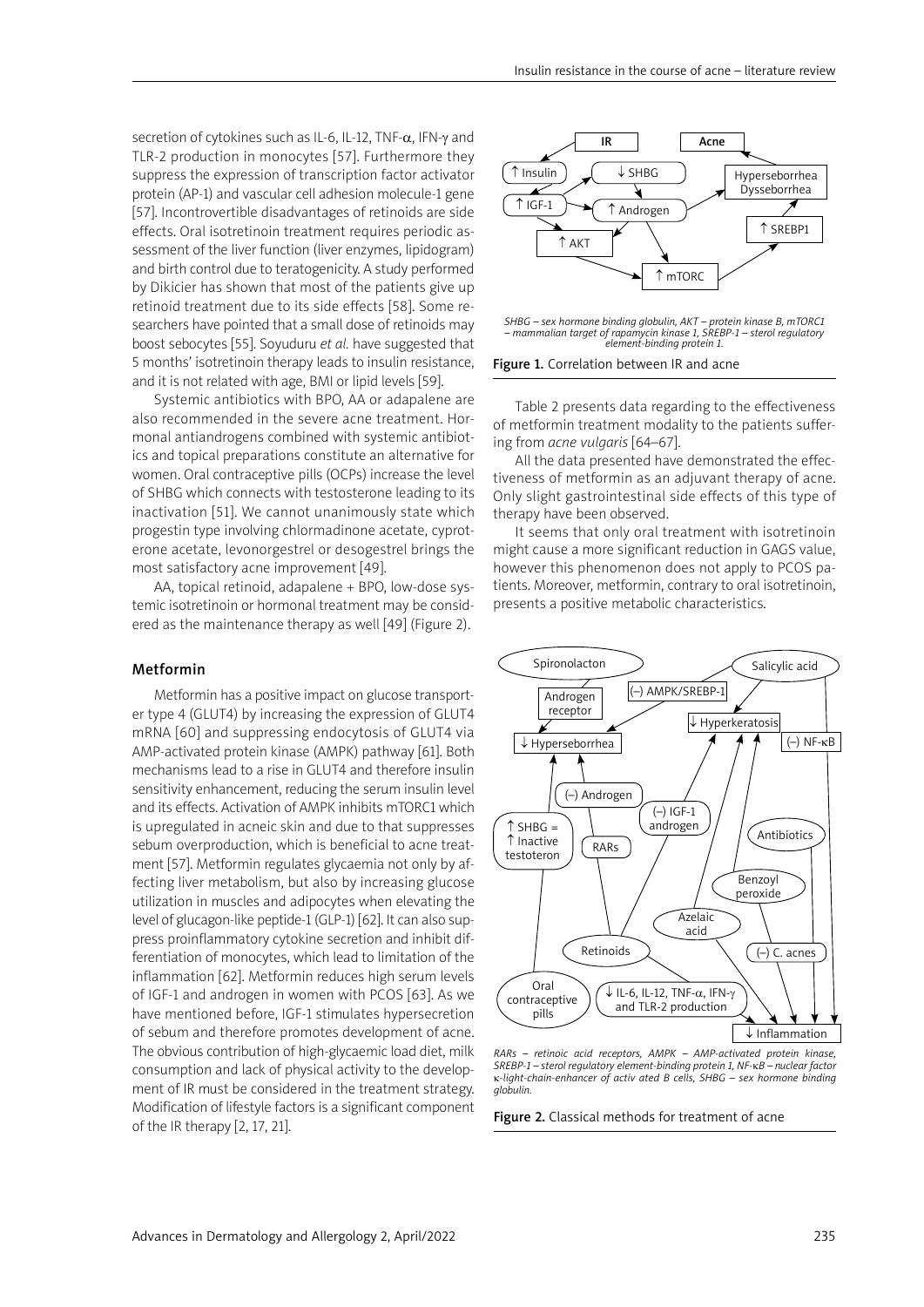secretion of cytokines such as IL-6, IL-12, TNF-α, IFN-γ and TLR-2 production in monocytes [57]. Furthermore they suppress the expression of transcription factor activator protein (AP-1) and vascular cell adhesion molecule-1 gene [57]. Incontrovertible disadvantages of retinoids are side effects. Oral isotretinoin treatment requires periodic assessment of the liver function (liver enzymes, lipidogram) and birth control due to teratogenicity. A study performed by Dikicier has shown that most of the patients give up retinoid treatment due to its side effects [58]. Some researchers have pointed that a small dose of retinoids may boost sebocytes [55]. Soyuduru *et al.* have suggested that 5 months' isotretinoin therapy leads to insulin resistance, and it is not related with age, BMI or lipid levels [59].

Systemic antibiotics with BPO, AA or adapalene are also recommended in the severe acne treatment. Hormonal antiandrogens combined with systemic antibiotics and topical preparations constitute an alternative for women. Oral contraceptive pills (OCPs) increase the level of SHBG which connects with testosterone leading to its inactivation [51]. We cannot unanimously state which progestin type involving chlormadinone acetate, cyproterone acetate, levonorgestrel or desogestrel brings the most satisfactory acne improvement [49].

AA, topical retinoid, adapalene + BPO, low-dose systemic isotretinoin or hormonal treatment may be considered as the maintenance therapy as well [49] (Figure 2).

## Metformin

Metformin has a positive impact on glucose transporter type 4 (GLUT4) by increasing the expression of GLUT4 mRNA [60] and suppressing endocytosis of GLUT4 via AMP-activated protein kinase (AMPK) pathway [61]. Both mechanisms lead to a rise in GLUT4 and therefore insulin sensitivity enhancement, reducing the serum insulin level and its effects. Activation of AMPK inhibits mTORC1 which is upregulated in acneic skin and due to that suppresses sebum overproduction, which is beneficial to acne treatment [57]. Metformin regulates glycaemia not only by affecting liver metabolism, but also by increasing glucose utilization in muscles and adipocytes when elevating the level of glucagon-like peptide-1 (GLP-1) [62]. It can also suppress proinflammatory cytokine secretion and inhibit differentiation of monocytes, which lead to limitation of the inflammation [62]. Metformin reduces high serum levels of IGF-1 and androgen in women with PCOS [63]. As we have mentioned before, IGF-1 stimulates hypersecretion of sebum and therefore promotes development of acne. The obvious contribution of high-glycaemic load diet, milk consumption and lack of physical activity to the development of IR must be considered in the treatment strategy. Modification of lifestyle factors is a significant component of the IR therapy [2, 17, 21].

*SHBG – sex hormone binding globulin, AKT – protein kinase B, mTORC1 – mammalian target of rapamycin kinase 1, SREBP-1 – sterol regulatory element-binding protein 1.*

**Figure 1.** Correlation between IR and acne

Table 2 presents data regarding to the effectiveness of metformin treatment modality to the patients suffering from *acne vulgaris* [64–67].

All the data presented have demonstrated the effectiveness of metformin as an adjuvant therapy of acne. Only slight gastrointestinal side effects of this type of therapy have been observed.

It seems that only oral treatment with isotretinoin might cause a more significant reduction in GAGS value, however this phenomenon does not apply to PCOS patients. Moreover, metformin, contrary to oral isotretinoin, presents a positive metabolic characteristics.

*RARs – retinoic acid receptors, AMPK – AMP-activated protein kinase, SREBP-1 – sterol regulatory element-binding protein 1, NF-κB – nuclear factor κ-light-chain-enhancer of activ ated B cells, SHBG – sex hormone binding globulin.*

**Figure 2.** Classical methods for treatment of acne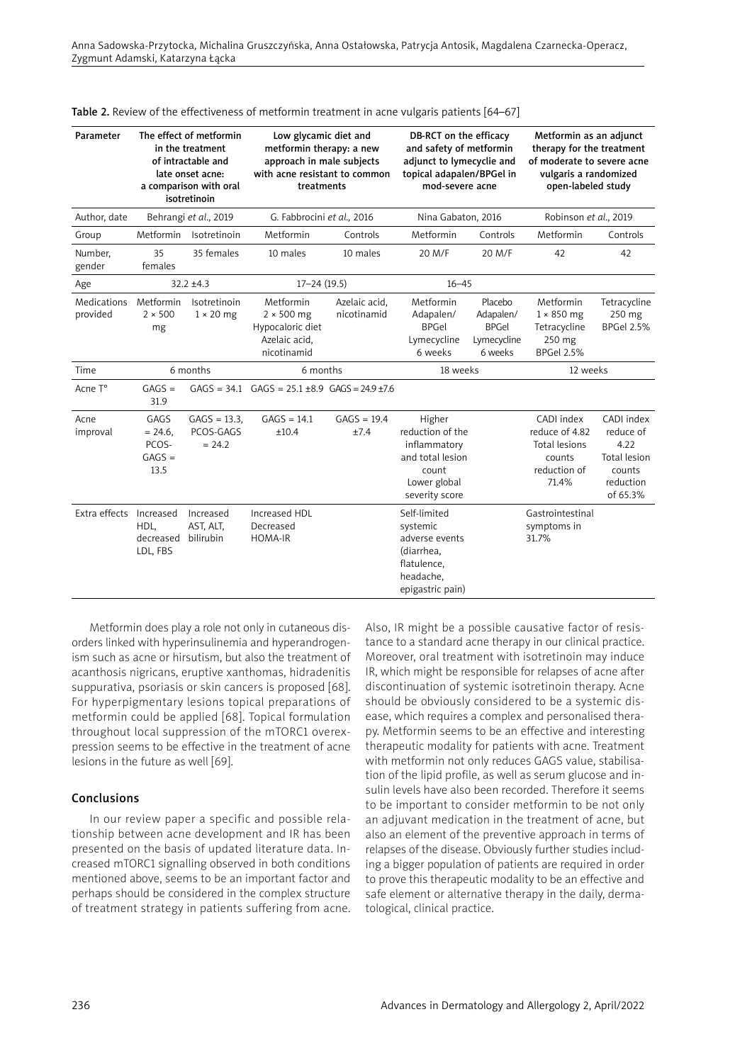Table 2. Review of the effectiveness of metformin treatment in acne vulgaris patients [64–67]

| Parameter | The effect of metformin in the treatment of intractable and late onset acne: a comparison with oral isotretinoin | | Low glycamic diet and metformin therapy: a new approach in male subjects with acne resistant to common treatments | | DB-RCT on the efficacy and safety of metformin adjunct to lymecycline and topical adapalen/BPGel in mod-severe acne | | Metformin as an adjunct therapy for the treatment of moderate to severe acne vulgaris a randomized open-labeled study | |
|---|---|---|---|---|---|---|---|---|
| Author, date | Behrangi *et al.*, 2019 | | G. Fabbrocini *et al.,* 2016 | | Nina Gabaton, 2016 | | Robinson *et al.*, 2019 | |
| Group | Metformin | Isotretinoin | Metformin | Controls | Metformin | Controls | Metformin | Controls |
| Number, gender | 35 females | 35 females | 10 males | 10 males | 20 M/F | 20 M/F | 42 | 42 |
| Age | 32.2 ±4.3 | | 17–24 (19.5) | | 16–45 | | | |
| Medications provided | Metformin 2 × 500 mg | Isotretinoin 1 × 20 mg | Metformin 2 × 500 mg Hypocaloric diet Azelaic acid, nicotinamid | Azelaic acid, nicotinamid | Metformin Adapalen/ BPGel Lymecycline 6 weeks | Placebo Adapalen/ BPGel Lymecycline 6 weeks | Metformin 1 × 850 mg Tetracycline 250 mg BPGel 2.5% | Tetracycline 250 mg BPGel 2.5% |
| Time | 6 months | | 6 months | | 18 weeks | | 12 weeks | |
| Acne T° | GAGS = 31.9 | GAGS = 34.1 | GAGS = 25.1 ±8.9 | GAGS = 24.9 ±7.6 | | | | |
| Acne improval | GAGS = 24.6, PCOS-GAGS = 13.5 | GAGS = 13.3, PCOS-GAGS = 24.2 | GAGS = 14.1 ±10.4 | GAGS = 19.4 ±7.4 | Higher reduction of the inflammatory and total lesion count Lower global severity score | | CADI index reduce of 4.82 Total lesions counts reduction of 71.4% | CADI index reduce of 4.22 Total lesion counts reduction of 65.3% |
| Extra effects | Increased HDL, decreased LDL, FBS | Increased AST, ALT, bilirubin | Increased HDL Decreased HOMA-IR | | Self-limited systemic adverse events (diarrhea, flatulence, headache, epigastric pain) | | Gastrointestinal symptoms in 31.7% | |

Metformin does play a role not only in cutaneous disorders linked with hyperinsulinemia and hyperandrogenism such as acne or hirsutism, but also the treatment of acanthosis nigricans, eruptive xanthomas, hidradenitis suppurativa, psoriasis or skin cancers is proposed [68]. For hyperpigmentary lesions topical preparations of metformin could be applied [68]. Topical formulation throughout local suppression of the mTORC1 overexpression seems to be effective in the treatment of acne lesions in the future as well [69].

## Conclusions

In our review paper a specific and possible relationship between acne development and IR has been presented on the basis of updated literature data. Increased mTORC1 signalling observed in both conditions mentioned above, seems to be an important factor and perhaps should be considered in the complex structure of treatment strategy in patients suffering from acne. Also, IR might be a possible causative factor of resistance to a standard acne therapy in our clinical practice. Moreover, oral treatment with isotretinoin may induce IR, which might be responsible for relapses of acne after discontinuation of systemic isotretinoin therapy. Acne should be obviously considered to be a systemic disease, which requires a complex and personalised therapy. Metformin seems to be an effective and interesting therapeutic modality for patients with acne. Treatment with metformin not only reduces GAGS value, stabilisation of the lipid profile, as well as serum glucose and insulin levels have also been recorded. Therefore it seems to be important to consider metformin to be not only an adjuvant medication in the treatment of acne, but also an element of the preventive approach in terms of relapses of the disease. Obviously further studies including a bigger population of patients are required in order to prove this therapeutic modality to be an effective and safe element or alternative therapy in the daily, dermatological, clinical practice.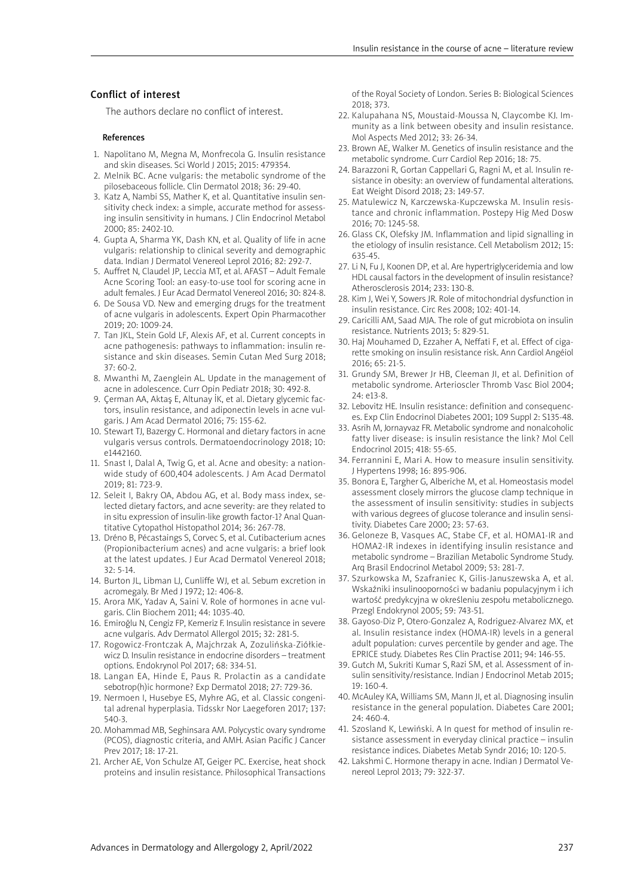## Conflict of interest

The authors declare no conflict of interest.

### References

1. Napolitano M, Megna M, Monfrecola G. Insulin resistance and skin diseases. Sci World J 2015; 2015: 479354.
2. Melnik BC. Acne vulgaris: the metabolic syndrome of the pilosebaceous follicle. Clin Dermatol 2018; 36: 29-40.
3. Katz A, Nambi SS, Mather K, et al. Quantitative insulin sensitivity check index: a simple, accurate method for assessing insulin sensitivity in humans. J Clin Endocrinol Metabol 2000; 85: 2402-10.
4. Gupta A, Sharma YK, Dash KN, et al. Quality of life in acne vulgaris: relationship to clinical severity and demographic data. Indian J Dermatol Venereol Leprol 2016; 82: 292-7.
5. Auffret N, Claudel JP, Leccia MT, et al. AFAST – Adult Female Acne Scoring Tool: an easy-to-use tool for scoring acne in adult females. J Eur Acad Dermatol Venereol 2016; 30: 824-8.
6. De Sousa VD. New and emerging drugs for the treatment of acne vulgaris in adolescents. Expert Opin Pharmacother 2019; 20: 1009-24.
7. Tan JKL, Stein Gold LF, Alexis AF, et al. Current concepts in acne pathogenesis: pathways to inflammation: insulin resistance and skin diseases. Semin Cutan Med Surg 2018; 37: 60-2.
8. Mwanthi M, Zaenglein AL. Update in the management of acne in adolescence. Curr Opin Pediatr 2018; 30: 492-8.
9. Çerman AA, Aktaş E, Altunay İK, et al. Dietary glycemic factors, insulin resistance, and adiponectin levels in acne vulgaris. J Am Acad Dermatol 2016; 75: 155-62.
10. Stewart TJ, Bazergy C. Hormonal and dietary factors in acne vulgaris versus controls. Dermatoendocrinology 2018; 10: e1442160.
11. Snast I, Dalal A, Twig G, et al. Acne and obesity: a nationwide study of 600,404 adolescents. J Am Acad Dermatol 2019; 81: 723-9.
12. Seleit I, Bakry OA, Abdou AG, et al. Body mass index, selected dietary factors, and acne severity: are they related to in situ expression of insulin-like growth factor-1? Anal Quantitative Cytopathol Histopathol 2014; 36: 267-78.
13. Dréno B, Pécastaings S, Corvec S, et al. Cutibacterium acnes (Propionibacterium acnes) and acne vulgaris: a brief look at the latest updates. J Eur Acad Dermatol Venereol 2018; 32: 5-14.
14. Burton JL, Libman LJ, Cunliffe WJ, et al. Sebum excretion in acromegaly. Br Med J 1972; 12: 406-8.
15. Arora MK, Yadav A, Saini V. Role of hormones in acne vulgaris. Clin Biochem 2011; 44: 1035-40.
16. Emiroğlu N, Cengiz FP, Kemeriz F. Insulin resistance in severe acne vulgaris. Adv Dermatol Allergol 2015; 32: 281-5.
17. Rogowicz-Frontczak A, Majchrzak A, Zozulińska-Ziółkiewicz D. Insulin resistance in endocrine disorders – treatment options. Endokrynol Pol 2017; 68: 334-51.
18. Langan EA, Hinde E, Paus R. Prolactin as a candidate sebotrop(h)ic hormone? Exp Dermatol 2018; 27: 729-36.
19. Nermoen I, Husebye ES, Myhre AG, et al. Classic congenital adrenal hyperplasia. Tidsskr Nor Laegeforen 2017; 137: 540-3.
20. Mohammad MB, Seghinsara AM. Polycystic ovary syndrome (PCOS), diagnostic criteria, and AMH. Asian Pacific J Cancer Prev 2017; 18: 17-21.
21. Archer AE, Von Schulze AT, Geiger PC. Exercise, heat shock proteins and insulin resistance. Philosophical Transactions of the Royal Society of London. Series B: Biological Sciences 2018; 373.
22. Kalupahana NS, Moustaid-Moussa N, Claycombe KJ. Immunity as a link between obesity and insulin resistance. Mol Aspects Med 2012; 33: 26-34.
23. Brown AE, Walker M. Genetics of insulin resistance and the metabolic syndrome. Curr Cardiol Rep 2016; 18: 75.
24. Barazzoni R, Gortan Cappellari G, Ragni M, et al. Insulin resistance in obesity: an overview of fundamental alterations. Eat Weight Disord 2018; 23: 149-57.
25. Matulewicz N, Karczewska-Kupczewska M. Insulin resistance and chronic inflammation. Postepy Hig Med Dosw 2016; 70: 1245-58.
26. Glass CK, Olefsky JM. Inflammation and lipid signalling in the etiology of insulin resistance. Cell Metabolism 2012; 15: 635-45.
27. Li N, Fu J, Koonen DP, et al. Are hypertriglyceridemia and low HDL causal factors in the development of insulin resistance? Atherosclerosis 2014; 233: 130-8.
28. Kim J, Wei Y, Sowers JR. Role of mitochondrial dysfunction in insulin resistance. Circ Res 2008; 102: 401-14.
29. Caricilli AM, Saad MJA. The role of gut microbiota on insulin resistance. Nutrients 2013; 5: 829-51.
30. Haj Mouhamed D, Ezzaher A, Neffati F, et al. Effect of cigarette smoking on insulin resistance risk. Ann Cardiol Angéiol 2016; 65: 21-5.
31. Grundy SM, Brewer Jr HB, Cleeman JI, et al. Definition of metabolic syndrome. Arterioscler Thromb Vasc Biol 2004; 24: e13-8.
32. Lebovitz HE. Insulin resistance: definition and consequences. Exp Clin Endocrinol Diabetes 2001; 109 Suppl 2: S135-48.
33. Asrih M, Jornayvaz FR. Metabolic syndrome and nonalcoholic fatty liver disease: is insulin resistance the link? Mol Cell Endocrinol 2015; 418: 55-65.
34. Ferrannini E, Mari A. How to measure insulin sensitivity. J Hypertens 1998; 16: 895-906.
35. Bonora E, Targher G, Alberiche M, et al. Homeostasis model assessment closely mirrors the glucose clamp technique in the assessment of insulin sensitivity: studies in subjects with various degrees of glucose tolerance and insulin sensitivity. Diabetes Care 2000; 23: 57-63.
36. Geloneze B, Vasques AC, Stabe CF, et al. HOMA1-IR and HOMA2-IR indexes in identifying insulin resistance and metabolic syndrome – Brazilian Metabolic Syndrome Study. Arq Brasil Endocrinol Metabol 2009; 53: 281-7.
37. Szurkowska M, Szafraniec K, Gilis-Januszewska A, et al. Wskaźniki insulinooporności w badaniu populacyjnym i ich wartość predykcyjna w określeniu zespołu metabolicznego. Przegl Endokrynol 2005; 59: 743-51.
38. Gayoso-Diz P, Otero-Gonzalez A, Rodriguez-Alvarez MX, et al. Insulin resistance index (HOMA-IR) levels in a general adult population: curves percentile by gender and age. The EPRICE study. Diabetes Res Clin Practise 2011; 94: 146-55.
39. Gutch M, Sukriti Kumar S, Razi SM, et al. Assessment of insulin sensitivity/resistance. Indian J Endocrinol Metab 2015; 19: 160-4.
40. McAuley KA, Williams SM, Mann JI, et al. Diagnosing insulin resistance in the general population. Diabetes Care 2001; 24: 460-4.
41. Szosland K, Lewiński. A In quest for method of insulin resistance assessment in everyday clinical practice – insulin resistance indices. Diabetes Metab Syndr 2016; 10: 120-5.
42. Lakshmi C. Hormone therapy in acne. Indian J Dermatol Venereol Leprol 2013; 79: 322-37.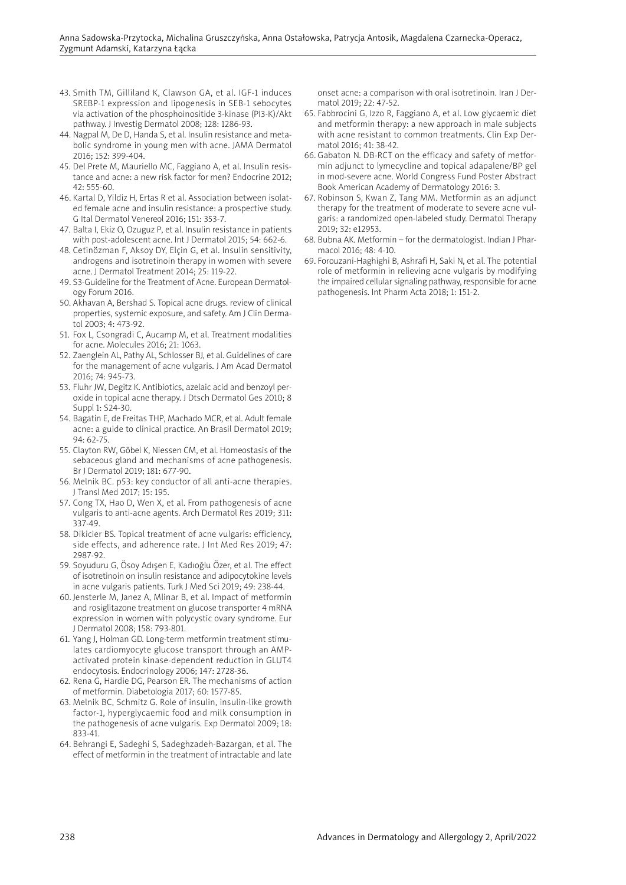43. Smith TM, Gilliland K, Clawson GA, et al. IGF-1 induces SREBP-1 expression and lipogenesis in SEB-1 sebocytes via activation of the phosphoinositide 3-kinase (PI3-K)/Akt pathway. J Investig Dermatol 2008; 128: 1286-93.
44. Nagpal M, De D, Handa S, et al. Insulin resistance and metabolic syndrome in young men with acne. JAMA Dermatol 2016; 152: 399-404.
45. Del Prete M, Mauriello MC, Faggiano A, et al. Insulin resistance and acne: a new risk factor for men? Endocrine 2012; 42: 555-60.
46. Kartal D, Yildiz H, Ertas R et al. Association between isolated female acne and insulin resistance: a prospective study. G Ital Dermatol Venereol 2016; 151: 353-7.
47. Balta I, Ekiz O, Ozuguz P, et al. Insulin resistance in patients with post-adolescent acne. Int J Dermatol 2015; 54: 662-6.
48. Cetinözman F, Aksoy DY, Elçin G, et al. Insulin sensitivity, androgens and isotretinoin therapy in women with severe acne. J Dermatol Treatment 2014; 25: 119-22.
49. S3-Guideline for the Treatment of Acne. European Dermatology Forum 2016.
50. Akhavan A, Bershad S. Topical acne drugs. review of clinical properties, systemic exposure, and safety. Am J Clin Dermatol 2003; 4: 473-92.
51. Fox L, Csongradi C, Aucamp M, et al. Treatment modalities for acne. Molecules 2016; 21: 1063.
52. Zaenglein AL, Pathy AL, Schlosser BJ, et al. Guidelines of care for the management of acne vulgaris. J Am Acad Dermatol 2016; 74: 945-73.
53. Fluhr JW, Degitz K. Antibiotics, azelaic acid and benzoyl peroxide in topical acne therapy. J Dtsch Dermatol Ges 2010; 8 Suppl 1: S24-30.
54. Bagatin E, de Freitas THP, Machado MCR, et al. Adult female acne: a guide to clinical practice. An Brasil Dermatol 2019; 94: 62-75.
55. Clayton RW, Göbel K, Niessen CM, et al. Homeostasis of the sebaceous gland and mechanisms of acne pathogenesis. Br J Dermatol 2019; 181: 677-90.
56. Melnik BC. p53: key conductor of all anti-acne therapies. J Transl Med 2017; 15: 195.
57. Cong TX, Hao D, Wen X, et al. From pathogenesis of acne vulgaris to anti-acne agents. Arch Dermatol Res 2019; 311: 337-49.
58. Dikicier BS. Topical treatment of acne vulgaris: efficiency, side effects, and adherence rate. J Int Med Res 2019; 47: 2987-92.
59. Soyuduru G, Ösoy Adışen E, Kadıoğlu Özer, et al. The effect of isotretinoin on insulin resistance and adipocytokine levels in acne vulgaris patients. Turk J Med Sci 2019; 49: 238-44.
60. Jensterle M, Janez A, Mlinar B, et al. Impact of metformin and rosiglitazone treatment on glucose transporter 4 mRNA expression in women with polycystic ovary syndrome. Eur J Dermatol 2008; 158: 793-801.
61. Yang J, Holman GD. Long-term metformin treatment stimulates cardiomyocyte glucose transport through an AMP-activated protein kinase-dependent reduction in GLUT4 endocytosis. Endocrinology 2006; 147: 2728-36.
62. Rena G, Hardie DG, Pearson ER. The mechanisms of action of metformin. Diabetologia 2017; 60: 1577-85.
63. Melnik BC, Schmitz G. Role of insulin, insulin-like growth factor-1, hyperglycaemic food and milk consumption in the pathogenesis of acne vulgaris. Exp Dermatol 2009; 18: 833-41.
64. Behrangi E, Sadeghi S, Sadeghzadeh-Bazargan, et al. The effect of metformin in the treatment of intractable and late onset acne: a comparison with oral isotretinoin. Iran J Dermatol 2019; 22: 47-52.
65. Fabbrocini G, Izzo R, Faggiano A, et al. Low glycaemic diet and metformin therapy: a new approach in male subjects with acne resistant to common treatments. Clin Exp Dermatol 2016; 41: 38-42.
66. Gabaton N. DB-RCT on the efficacy and safety of metformin adjunct to lymecycline and topical adapalene/BP gel in mod-severe acne. World Congress Fund Poster Abstract Book American Academy of Dermatology 2016: 3.
67. Robinson S, Kwan Z, Tang MM. Metformin as an adjunct therapy for the treatment of moderate to severe acne vulgaris: a randomized open-labeled study. Dermatol Therapy 2019; 32: e12953.
68. Bubna AK. Metformin – for the dermatologist. Indian J Pharmacol 2016; 48: 4-10.
69. Forouzani-Haghighi B, Ashrafi H, Saki N, et al. The potential role of metformin in relieving acne vulgaris by modifying the impaired cellular signaling pathway, responsible for acne pathogenesis. Int Pharm Acta 2018; 1: 151-2.